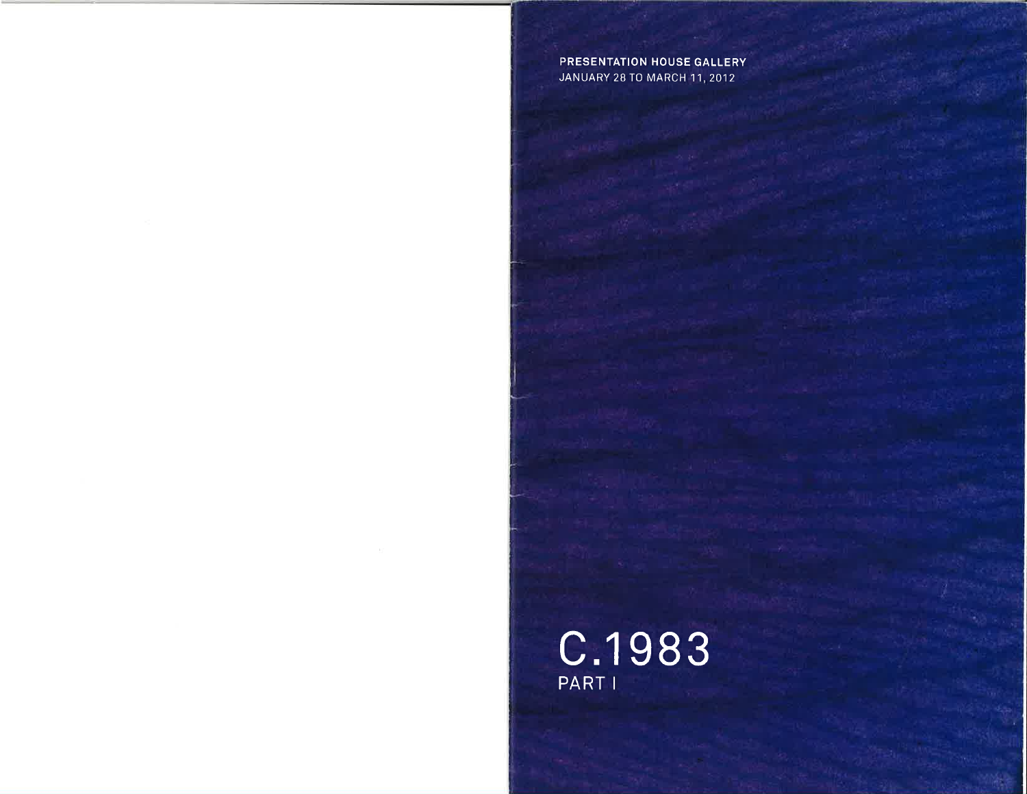**PRESENTATION HOUSE GALLERY**
JANUARY 28 TO MARCH 11, 2012

# C.1983
## PART I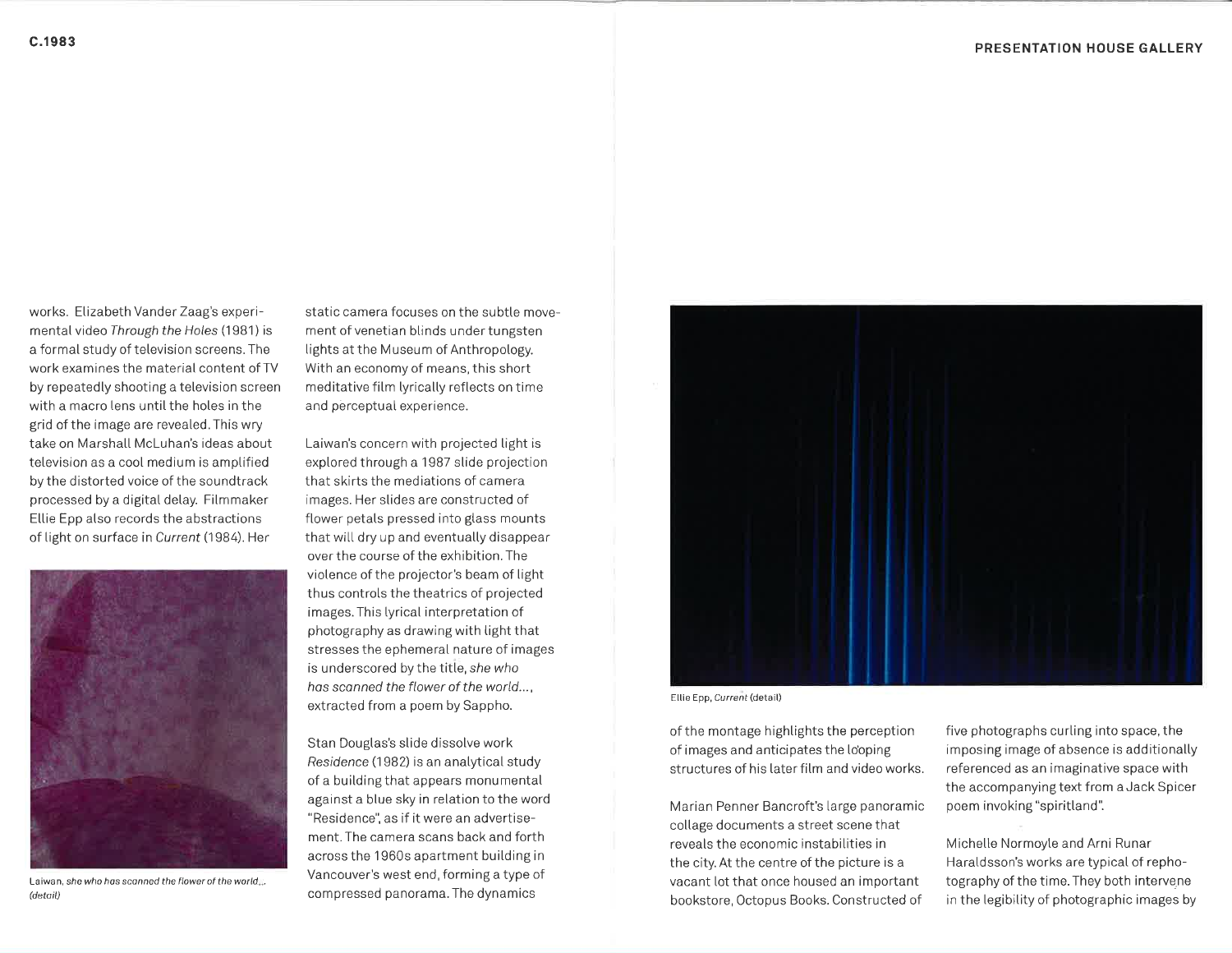works. Elizabeth Vander Zaag's experimental video *Through the Holes* (1981) is a formal study of television screens. The work examines the material content of TV by repeatedly shooting a television screen with a macro lens until the holes in the grid of the image are revealed. This wry take on Marshall McLuhan's ideas about television as a cool medium is amplified by the distorted voice of the soundtrack processed by a digital delay. Filmmaker Ellie Epp also records the abstractions of light on surface in *Current* (1984). Her static camera focuses on the subtle movement of venetian blinds under tungsten lights at the Museum of Anthropology. With an economy of means, this short meditative film lyrically reflects on time and perceptual experience.

Laiwan, *she who has scanned the flower of the world...* (detail)

Laiwan's concern with projected light is explored through a 1987 slide projection that skirts the mediations of camera images. Her slides are constructed of flower petals pressed into glass mounts that will dry up and eventually disappear over the course of the exhibition. The violence of the projector's beam of light thus controls the theatrics of projected images. This lyrical interpretation of photography as drawing with light that stresses the ephemeral nature of images is underscored by the title, *she who has scanned the flower of the world...*, extracted from a poem by Sappho.

Stan Douglas's slide dissolve work *Residence* (1982) is an analytical study of a building that appears monumental against a blue sky in relation to the word "Residence", as if it were an advertisement. The camera scans back and forth across the 1960s apartment building in Vancouver's west end, forming a type of compressed panorama. The dynamics of the montage highlights the perception of images and anticipates the looping structures of his later film and video works.

Ellie Epp, *Current* (detail)

Marian Penner Bancroft's large panoramic collage documents a street scene that reveals the economic instabilities in the city. At the centre of the picture is a vacant lot that once housed an important bookstore, Octopus Books. Constructed of five photographs curling into space, the imposing image of absence is additionally referenced as an imaginative space with the accompanying text from a Jack Spicer poem invoking "spiritland".

Michelle Normoyle and Arni Runar Haraldsson's works are typical of rephotography of the time. They both intervene in the legibility of photographic images by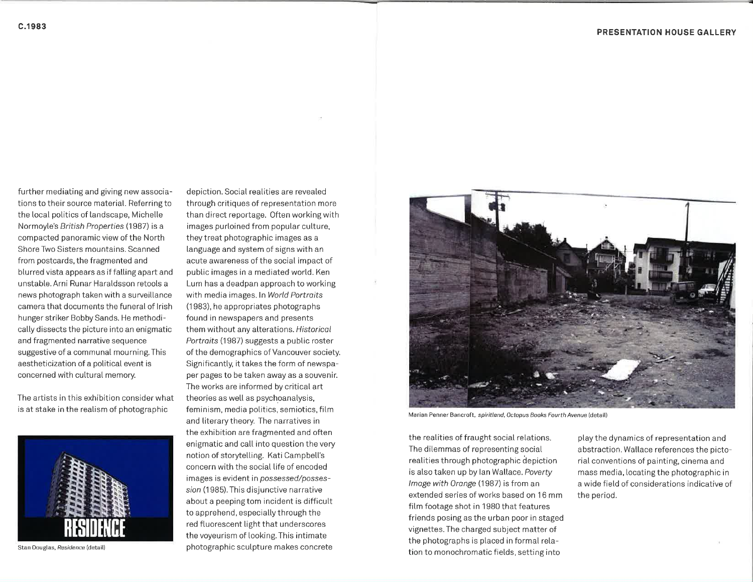further mediating and giving new associations to their source material. Referring to the local politics of landscape, Michelle Normoyle's *British Properties* (1987) is a compacted panoramic view of the North Shore Two Sisters mountains. Scanned from postcards, the fragmented and blurred vista appears as if falling apart and unstable. Arni Runar Haraldsson retools a news photograph taken with a surveillance camera that documents the funeral of Irish hunger striker Bobby Sands. He methodically dissects the picture into an enigmatic and fragmented narrative sequence suggestive of a communal mourning. This aestheticization of a political event is concerned with cultural memory.

The artists in this exhibition consider what is at stake in the realism of photographic depiction. Social realities are revealed through critiques of representation more than direct reportage. Often working with images purloined from popular culture, they treat photographic images as a language and system of signs with an acute awareness of the social impact of public images in a mediated world. Ken Lum has a deadpan approach to working with media images. In *World Portraits* (1983), he appropriates photographs found in newspapers and presents them without any alterations. *Historical Portraits* (1987) suggests a public roster of the demographics of Vancouver society. Significantly, it takes the form of newspaper pages to be taken away as a souvenir. The works are informed by critical art theories as well as psychoanalysis, feminism, media politics, semiotics, film and literary theory. The narratives in the exhibition are fragmented and often enigmatic and call into question the very notion of storytelling. Kati Campbell's concern with the social life of encoded images is evident in *possessed/possession* (1985). This disjunctive narrative about a peeping tom incident is difficult to apprehend, especially through the red fluorescent light that underscores the voyeurism of looking. This intimate photographic sculpture makes concrete the realities of fraught social relations. The dilemmas of representing social realities through photographic depiction is also taken up by Ian Wallace. *Poverty Image with Orange* (1987) is from an extended series of works based on 16 mm film footage shot in 1980 that features friends posing as the urban poor in staged vignettes. The charged subject matter of the photographs is placed in formal relation to monochromatic fields, setting into play the dynamics of representation and abstraction. Wallace references the pictorial conventions of painting, cinema and mass media, locating the photographic in a wide field of considerations indicative of the period.

Stan Douglas, *Residence* (detail)

Marian Penner Bancroft, *spiritland, Octopus Books Fourth Avenue* (detail)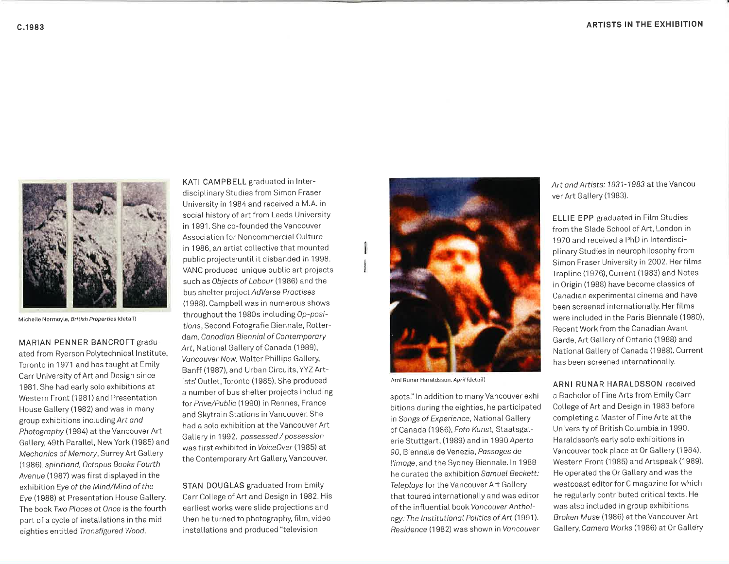Michelle Normoyle, *British Properties* (detail)

**MARIAN PENNER BANCROFT** graduated from Ryerson Polytechnical Institute, Toronto in 1971 and has taught at Emily Carr University of Art and Design since 1981. She had early solo exhibitions at Western Front (1981) and Presentation House Gallery (1982) and was in many group exhibitions including *Art and Photography* (1984) at the Vancouver Art Gallery, 49th Parallel, New York (1985) and *Mechanics of Memory*, Surrey Art Gallery (1986). *spiritland, Octopus Books Fourth Avenue* (1987) was first displayed in the exhibition *Eye of the Mind/Mind of the Eye* (1988) at Presentation House Gallery. The book *Two Places at Once* is the fourth part of a cycle of installations in the mid eighties entitled *Transfigured Wood*.

**KATI CAMPBELL** graduated in Interdisciplinary Studies from Simon Fraser University in 1984 and received a M.A. in social history of art from Leeds University in 1991. She co-founded the Vancouver Association for Noncommercial Culture in 1986, an artist collective that mounted public projects until it disbanded in 1998. VANC produced unique public art projects such as *Objects of Labour* (1986) and the bus shelter project *AdVerse Practises* (1988). Campbell was in numerous shows throughout the 1980s including *Op-positions*, Second Fotografie Biennale, Rotterdam, *Canadian Biennial of Contemporary Art*, National Gallery of Canada (1989), *Vancouver Now*, Walter Phillips Gallery, Banff (1987), and Urban Circuits, YYZ Artists' Outlet, Toronto (1985). She produced a number of bus shelter projects including for *Prive/Public* (1990) in Rennes, France and Skytrain Stations in Vancouver. She had a solo exhibition at the Vancouver Art Gallery in 1992. *possessed / possession* was first exhibited in *VoiceOver* (1985) at the Contemporary Art Gallery, Vancouver.

**STAN DOUGLAS** graduated from Emily Carr College of Art and Design in 1982. His earliest works were slide projections and then he turned to photography, film, video installations and produced "television spots." In addition to many Vancouver exhibitions during the eighties, he participated in *Songs of Experience*, National Gallery of Canada (1986), *Foto Kunst*, Staatsgalerie Stuttgart, (1989) and in 1990 *Aperto 90*, Biennale de Venezia, *Passages de l'image*, and the Sydney Biennale. In 1988 he curated the exhibition *Samuel Beckett: Teleplays* for the Vancouver Art Gallery that toured internationally and was editor of the influential book *Vancouver Anthology: The Institutional Politics of Art* (1991). *Residence* (1982) was shown in *Vancouver Art and Artists: 1931-1983* at the Vancouver Art Gallery (1983).

Arni Runar Haraldsson, *April* (detail)

**ELLIE EPP** graduated in Film Studies from the Slade School of Art, London in 1970 and received a PhD in Interdisciplinary Studies in neurophilosophy from Simon Fraser University in 2002. Her films Trapline (1976), Current (1983) and Notes in Origin (1988) have become classics of Canadian experimental cinema and have been screened internationally. Her films were included in the Paris Biennale (1980), Recent Work from the Canadian Avant Garde, Art Gallery of Ontario (1988) and National Gallery of Canada (1988). Current has been screened internationally.

**ARNI RUNAR HARALDSSON** received a Bachelor of Fine Arts from Emily Carr College of Art and Design in 1983 before completing a Master of Fine Arts at the University of British Columbia in 1990. Haraldsson's early solo exhibitions in Vancouver took place at Or Gallery (1984), Western Front (1985) and Artspeak (1989). He operated the Or Gallery and was the westcoast editor for C magazine for which he regularly contributed critical texts. He was also included in group exhibitions *Broken Muse* (1986) at the Vancouver Art Gallery, *Camera Works* (1986) at Or Gallery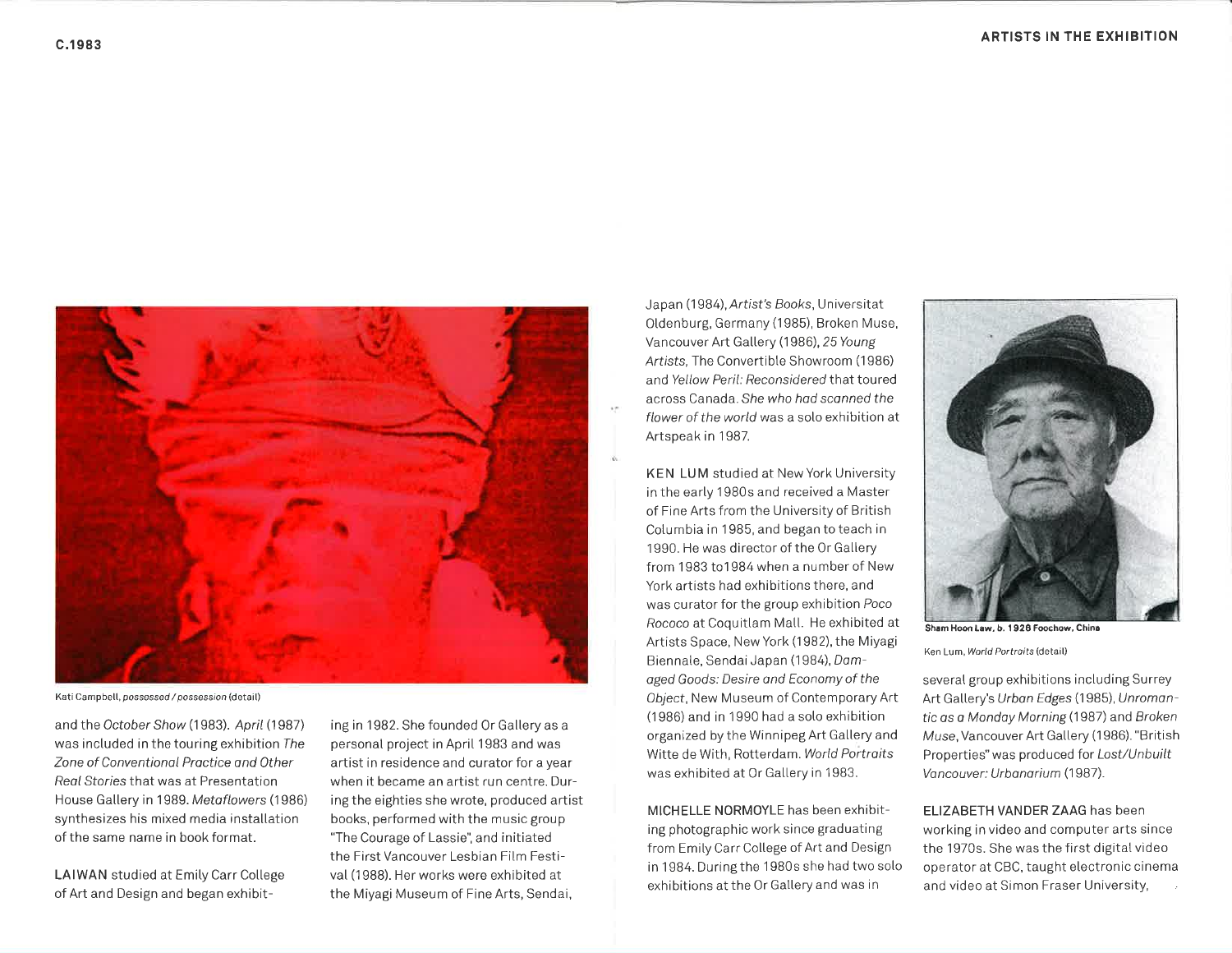Kati Campbell, *possessed / possession* (detail)

and the *October Show* (1983). *April* (1987) was included in the touring exhibition *The Zone of Conventional Practice and Other Real Stories* that was at Presentation House Gallery in 1989. *Metaflowers* (1986) synthesizes his mixed media installation of the same name in book format.

**LAIWAN** studied at Emily Carr College of Art and Design and began exhibiting in 1982. She founded Or Gallery as a personal project in April 1983 and was artist in residence and curator for a year when it became an artist run centre. During the eighties she wrote, produced artist books, performed with the music group "The Courage of Lassie", and initiated the First Vancouver Lesbian Film Festival (1988). Her works were exhibited at the Miyagi Museum of Fine Arts, Sendai, Japan (1984), *Artist's Books*, Universitat Oldenburg, Germany (1985), Broken Muse, Vancouver Art Gallery (1986), *25 Young Artists*, The Convertible Showroom (1986) and *Yellow Peril: Reconsidered* that toured across Canada. *She who had scanned the flower of the world* was a solo exhibition at Artspeak in 1987.

**KEN LUM** studied at New York University in the early 1980s and received a Master of Fine Arts from the University of British Columbia in 1985, and began to teach in 1990. He was director of the Or Gallery from 1983 to1984 when a number of New York artists had exhibitions there, and was curator for the group exhibition *Poco Rococo* at Coquitlam Mall. He exhibited at Artists Space, New York (1982), the Miyagi Biennale, Sendai Japan (1984), *Damaged Goods: Desire and Economy of the Object*, New Museum of Contemporary Art (1986) and in 1990 had a solo exhibition organized by the Winnipeg Art Gallery and Witte de With, Rotterdam. *World Portraits* was exhibited at Or Gallery in 1983.

**MICHELLE NORMOYLE** has been exhibiting photographic work since graduating from Emily Carr College of Art and Design in 1984. During the 1980s she had two solo exhibitions at the Or Gallery and was in several group exhibitions including Surrey Art Gallery's *Urban Edges* (1985), *Unromantic as a Monday Morning* (1987) and *Broken Muse*, Vancouver Art Gallery (1986). "British Properties" was produced for *Lost/Unbuilt Vancouver: Urbanarium* (1987).

**Sham Hoon Law, b. 1926 Foochow, China**

Ken Lum, *World Portraits* (detail)

**ELIZABETH VANDER ZAAG** has been working in video and computer arts since the 1970s. She was the first digital video operator at CBC, taught electronic cinema and video at Simon Fraser University,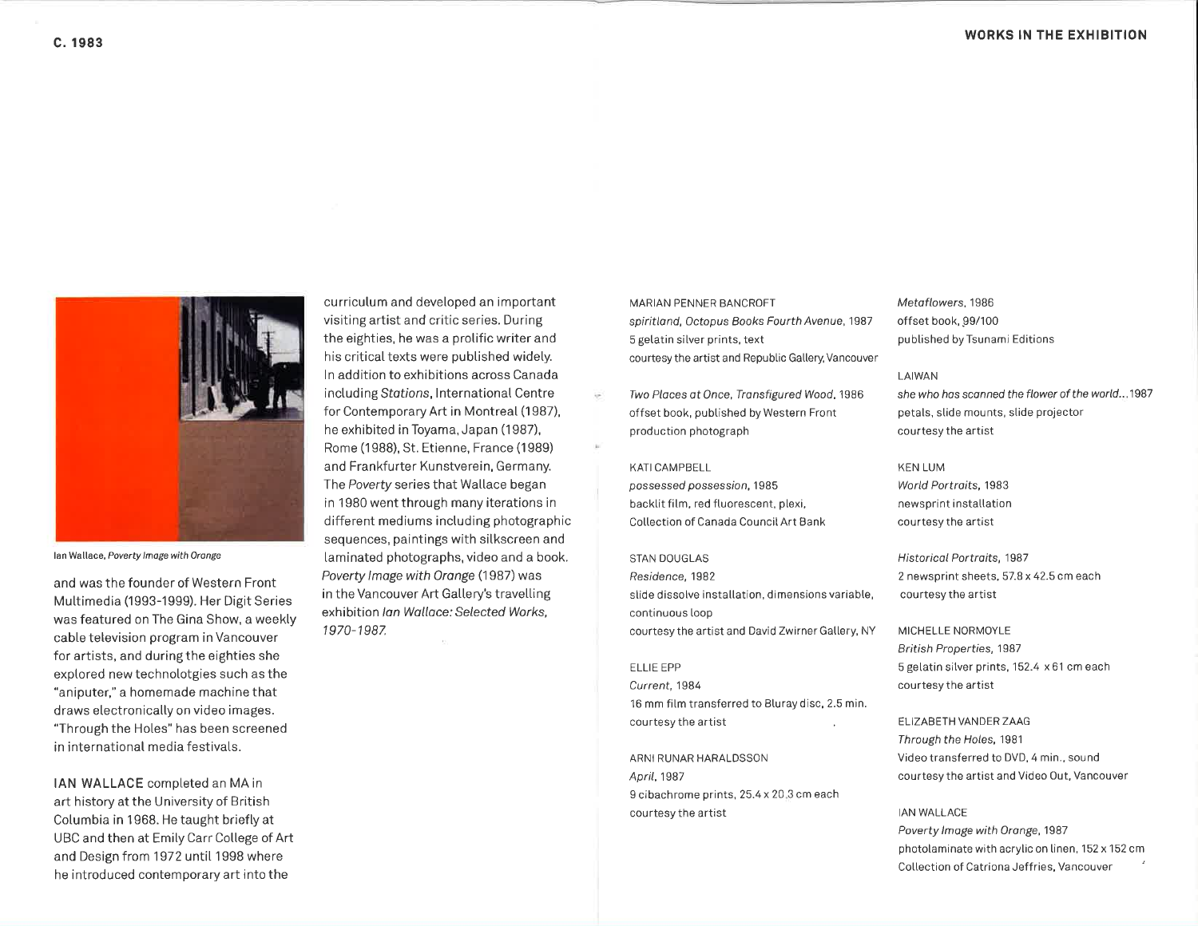Ian Wallace, *Poverty Image with Orange*

and was the founder of Western Front Multimedia (1993-1999). Her Digit Series was featured on The Gina Show, a weekly cable television program in Vancouver for artists, and during the eighties she explored new technolotgies such as the "aniputer," a homemade machine that draws electronically on video images. "Through the Holes" has been screened in international media festivals.

**IAN WALLACE** completed an MA in art history at the University of British Columbia in 1968. He taught briefly at UBC and then at Emily Carr College of Art and Design from 1972 until 1998 where he introduced contemporary art into the curriculum and developed an important visiting artist and critic series. During the eighties, he was a prolific writer and his critical texts were published widely. In addition to exhibitions across Canada including *Stations*, International Centre for Contemporary Art in Montreal (1987), he exhibited in Toyama, Japan (1987), Rome (1988), St. Etienne, France (1989) and Frankfurter Kunstverein, Germany. The *Poverty* series that Wallace began in 1980 went through many iterations in different mediums including photographic sequences, paintings with silkscreen and laminated photographs, video and a book. *Poverty Image with Orange* (1987) was in the Vancouver Art Gallery's travelling exhibition *Ian Wallace: Selected Works, 1970-1987.*

## WORKS IN THE EXHIBITION

MARIAN PENNER BANCROFT
*spiritland, Octopus Books Fourth Avenue*, 1987
5 gelatin silver prints, text
courtesy the artist and Republic Gallery, Vancouver

*Two Places at Once, Transfigured Wood*, 1986
offset book, published by Western Front
production photograph

KATI CAMPBELL
*possessed possession*, 1985
backlit film, red fluorescent, plexi,
Collection of Canada Council Art Bank

STAN DOUGLAS
*Residence*, 1982
slide dissolve installation, dimensions variable, continuous loop
courtesy the artist and David Zwirner Gallery, NY

ELLIE EPP
*Current*, 1984
16 mm film transferred to Bluray disc, 2.5 min.
courtesy the artist

ARNI RUNAR HARALDSSON
*April*, 1987
9 cibachrome prints, 25.4 x 20.3 cm each
courtesy the artist

*Metaflowers*, 1986
offset book, 99/100
published by Tsunami Editions

LAIWAN
*she who has scanned the flower of the world...* 1987
petals, slide mounts, slide projector
courtesy the artist

KEN LUM
*World Portraits*, 1983
newsprint installation
courtesy the artist

*Historical Portraits*, 1987
2 newsprint sheets, 57.8 x 42.5 cm each
courtesy the artist

MICHELLE NORMOYLE
*British Properties*, 1987
5 gelatin silver prints, 152.4 x 61 cm each
courtesy the artist

ELIZABETH VANDER ZAAG
*Through the Holes*, 1981
Video transferred to DVD, 4 min., sound
courtesy the artist and Video Out, Vancouver

IAN WALLACE
*Poverty Image with Orange*, 1987
photolaminate with acrylic on linen, 152 x 152 cm
Collection of Catriona Jeffries, Vancouver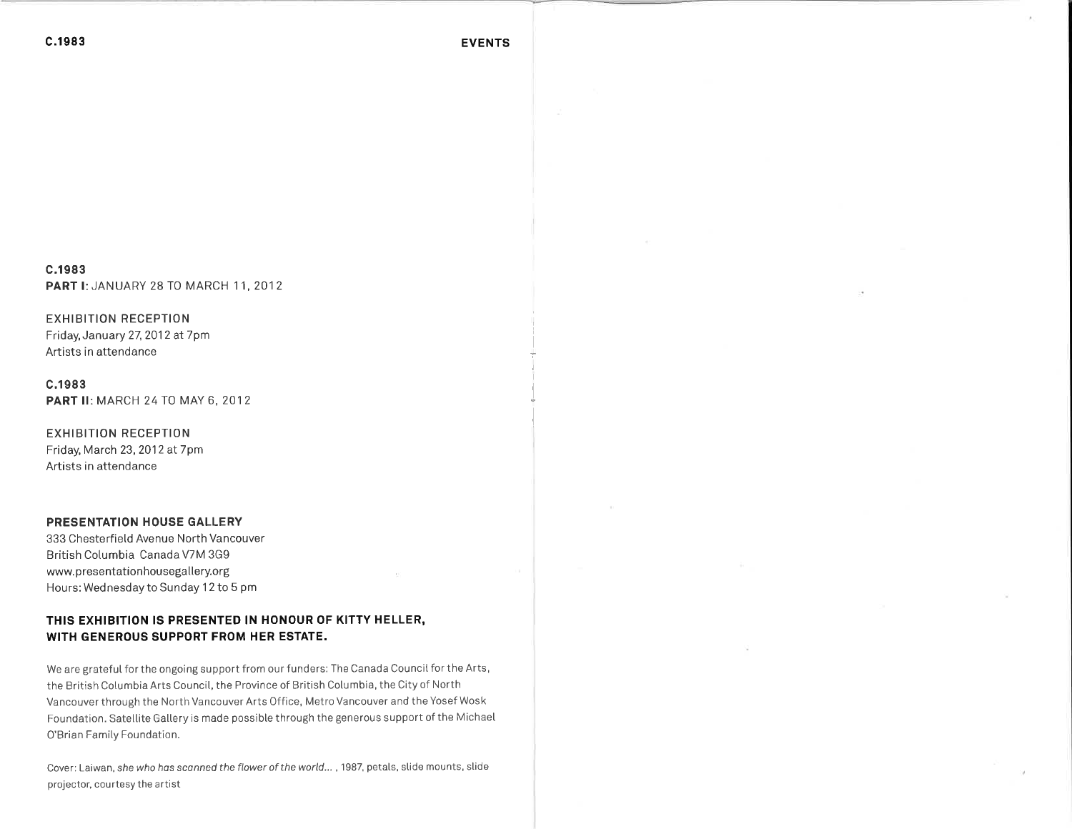C.1983

**EVENTS**

**C.1983**
**PART I**: JANUARY 28 TO MARCH 11, 2012

EXHIBITION RECEPTION
Friday, January 27, 2012 at 7pm
Artists in attendance

**C.1983**
**PART II**: MARCH 24 TO MAY 6, 2012

EXHIBITION RECEPTION
Friday, March 23, 2012 at 7pm
Artists in attendance

**PRESENTATION HOUSE GALLERY**
333 Chesterfield Avenue North Vancouver
British Columbia Canada V7M 3G9
www.presentationhousegallery.org
Hours: Wednesday to Sunday 12 to 5 pm

**THIS EXHIBITION IS PRESENTED IN HONOUR OF KITTY HELLER, WITH GENEROUS SUPPORT FROM HER ESTATE.**

We are grateful for the ongoing support from our funders: The Canada Council for the Arts, the British Columbia Arts Council, the Province of British Columbia, the City of North Vancouver through the North Vancouver Arts Office, Metro Vancouver and the Yosef Wosk Foundation. Satellite Gallery is made possible through the generous support of the Michael O'Brian Family Foundation.

Cover: Laiwan, *she who has scanned the flower of the world...* , 1987, petals, slide mounts, slide projector, courtesy the artist